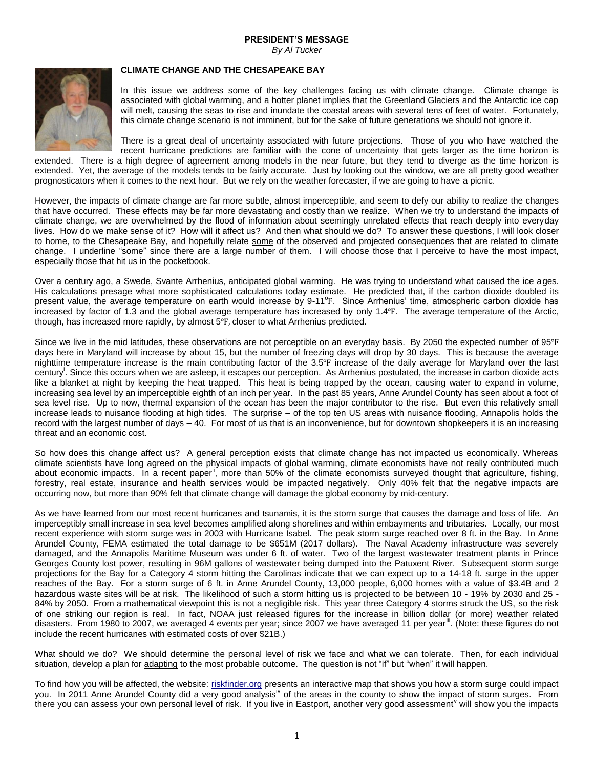**PRESIDENT'S MESSAGE**
*By Al Tucker*

**CLIMATE CHANGE AND THE CHESAPEAKE BAY**

In this issue we address some of the key challenges facing us with climate change. Climate change is associated with global warming, and a hotter planet implies that the Greenland Glaciers and the Antarctic ice cap will melt, causing the seas to rise and inundate the coastal areas with several tens of feet of water. Fortunately, this climate change scenario is not imminent, but for the sake of future generations we should not ignore it.

There is a great deal of uncertainty associated with future projections. Those of you who have watched the recent hurricane predictions are familiar with the cone of uncertainty that gets larger as the time horizon is extended. There is a high degree of agreement among models in the near future, but they tend to diverge as the time horizon is extended. Yet, the average of the models tends to be fairly accurate. Just by looking out the window, we are all pretty good weather prognosticators when it comes to the next hour. But we rely on the weather forecaster, if we are going to have a picnic.

However, the impacts of climate change are far more subtle, almost imperceptible, and seem to defy our ability to realize the changes that have occurred. These effects may be far more devastating and costly than we realize. When we try to understand the impacts of climate change, we are overwhelmed by the flood of information about seemingly unrelated effects that reach deeply into everyday lives. How do we make sense of it? How will it affect us? And then what should we do? To answer these questions, I will look closer to home, to the Chesapeake Bay, and hopefully relate <u>some</u> of the observed and projected consequences that are related to climate change. I underline "some" since there are a large number of them. I will choose those that I perceive to have the most impact, especially those that hit us in the pocketbook.

Over a century ago, a Swede, Svante Arrhenius, anticipated global warming. He was trying to understand what caused the ice ages. His calculations presage what more sophisticated calculations today estimate. He predicted that, if the carbon dioxide doubled its present value, the average temperature on earth would increase by 9-11°F. Since Arrhenius' time, atmospheric carbon dioxide has increased by factor of 1.3 and the global average temperature has increased by only 1.4°F. The average temperature of the Arctic, though, has increased more rapidly, by almost 5°F, closer to what Arrhenius predicted.

Since we live in the mid latitudes, these observations are not perceptible on an everyday basis. By 2050 the expected number of 95°F days here in Maryland will increase by about 15, but the number of freezing days will drop by 30 days. This is because the average nighttime temperature increase is the main contributing factor of the 3.5°F increase of the daily average for Maryland over the last century[i]. Since this occurs when we are asleep, it escapes our perception. As Arrhenius postulated, the increase in carbon dioxide acts like a blanket at night by keeping the heat trapped. This heat is being trapped by the ocean, causing water to expand in volume, increasing sea level by an imperceptible eighth of an inch per year. In the past 85 years, Anne Arundel County has seen about a foot of sea level rise. Up to now, thermal expansion of the ocean has been the major contributor to the rise. But even this relatively small increase leads to nuisance flooding at high tides. The surprise – of the top ten US areas with nuisance flooding, Annapolis holds the record with the largest number of days – 40. For most of us that is an inconvenience, but for downtown shopkeepers it is an increasing threat and an economic cost.

So how does this change affect us? A general perception exists that climate change has not impacted us economically. Whereas climate scientists have long agreed on the physical impacts of global warming, climate economists have not really contributed much about economic impacts. In a recent paper[ii], more than 50% of the climate economists surveyed thought that agriculture, fishing, forestry, real estate, insurance and health services would be impacted negatively. Only 40% felt that the negative impacts are occurring now, but more than 90% felt that climate change will damage the global economy by mid-century.

As we have learned from our most recent hurricanes and tsunamis, it is the storm surge that causes the damage and loss of life. An imperceptibly small increase in sea level becomes amplified along shorelines and within embayments and tributaries. Locally, our most recent experience with storm surge was in 2003 with Hurricane Isabel. The peak storm surge reached over 8 ft. in the Bay. In Anne Arundel County, FEMA estimated the total damage to be $651M (2017 dollars). The Naval Academy infrastructure was severely damaged, and the Annapolis Maritime Museum was under 6 ft. of water. Two of the largest wastewater treatment plants in Prince Georges County lost power, resulting in 96M gallons of wastewater being dumped into the Patuxent River. Subsequent storm surge projections for the Bay for a Category 4 storm hitting the Carolinas indicate that we can expect up to a 14-18 ft. surge in the upper reaches of the Bay. For a storm surge of 6 ft. in Anne Arundel County, 13,000 people, 6,000 homes with a value of $3.4B and 2 hazardous waste sites will be at risk. The likelihood of such a storm hitting us is projected to be between 10 - 19% by 2030 and 25 - 84% by 2050. From a mathematical viewpoint this is not a negligible risk. This year three Category 4 storms struck the US, so the risk of one striking our region is real. In fact, NOAA just released figures for the increase in billion dollar (or more) weather related disasters. From 1980 to 2007, we averaged 4 events per year; since 2007 we have averaged 11 per year[iii]. (Note: these figures do not include the recent hurricanes with estimated costs of over $21B.)

What should we do? We should determine the personal level of risk we face and what we can tolerate. Then, for each individual situation, develop a plan for <u>adapting</u> to the most probable outcome. The question is not "if" but "when" it will happen.

To find how you will be affected, the website: riskfinder.org presents an interactive map that shows you how a storm surge could impact you. In 2011 Anne Arundel County did a very good analysis[iv] of the areas in the county to show the impact of storm surges. From there you can assess your own personal level of risk. If you live in Eastport, another very good assessment[v] will show you the impacts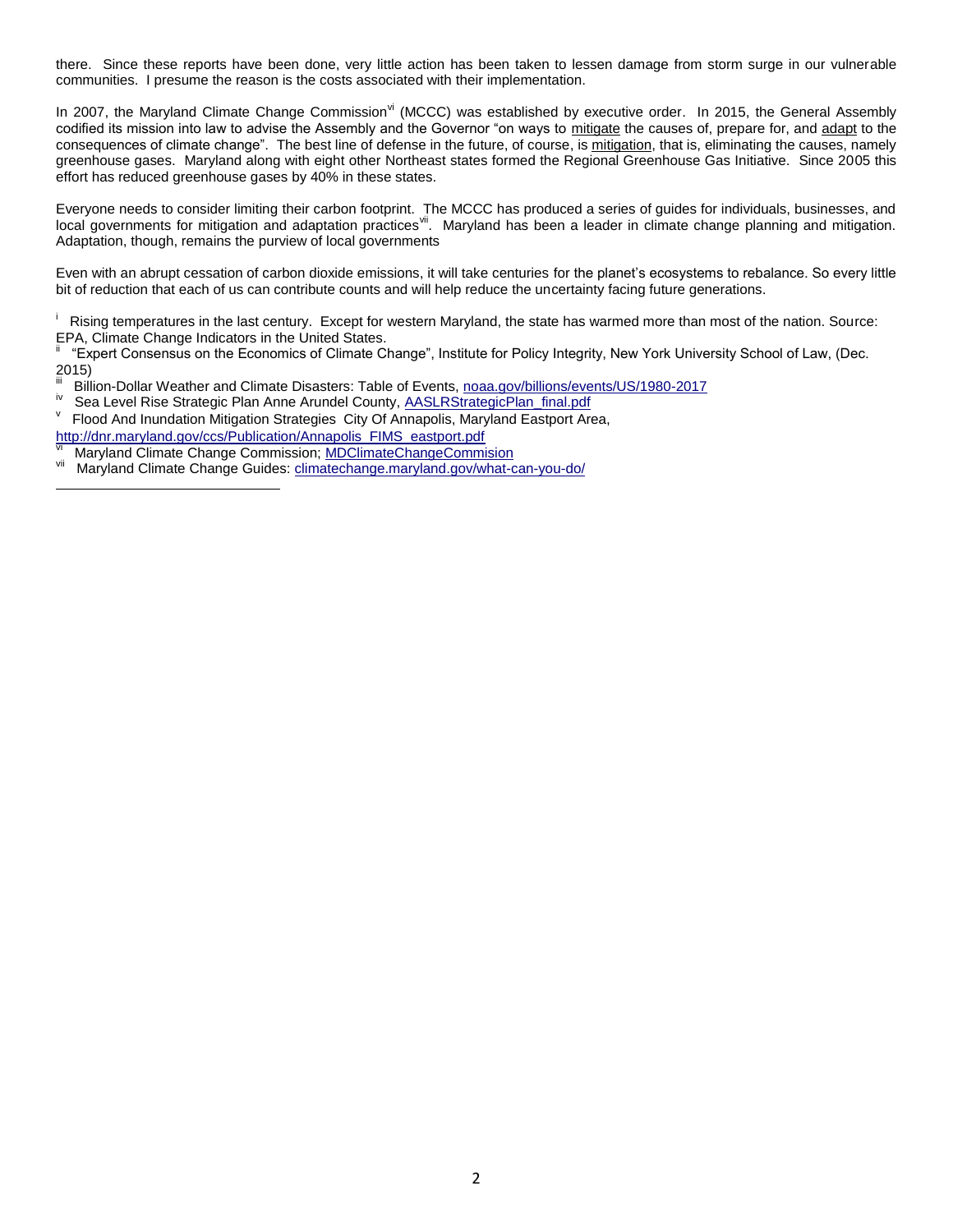there. Since these reports have been done, very little action has been taken to lessen damage from storm surge in our vulnerable communities. I presume the reason is the costs associated with their implementation.

In 2007, the Maryland Climate Change Commission[vi] (MCCC) was established by executive order. In 2015, the General Assembly codified its mission into law to advise the Assembly and the Governor "on ways to mitigate the causes of, prepare for, and adapt to the consequences of climate change". The best line of defense in the future, of course, is mitigation, that is, eliminating the causes, namely greenhouse gases. Maryland along with eight other Northeast states formed the Regional Greenhouse Gas Initiative. Since 2005 this effort has reduced greenhouse gases by 40% in these states.

Everyone needs to consider limiting their carbon footprint. The MCCC has produced a series of guides for individuals, businesses, and local governments for mitigation and adaptation practices[vii]. Maryland has been a leader in climate change planning and mitigation. Adaptation, though, remains the purview of local governments

Even with an abrupt cessation of carbon dioxide emissions, it will take centuries for the planet's ecosystems to rebalance. So every little bit of reduction that each of us can contribute counts and will help reduce the uncertainty facing future generations.

[i] Rising temperatures in the last century. Except for western Maryland, the state has warmed more than most of the nation. Source: EPA, Climate Change Indicators in the United States.

[ii] "Expert Consensus on the Economics of Climate Change", Institute for Policy Integrity, New York University School of Law, (Dec. 2015)

[iii] Billion-Dollar Weather and Climate Disasters: Table of Events, noaa.gov/billions/events/US/1980-2017

[iv] Sea Level Rise Strategic Plan Anne Arundel County, AASLRStrategicPlan_final.pdf

[v] Flood And Inundation Mitigation Strategies City Of Annapolis, Maryland Eastport Area, http://dnr.maryland.gov/ccs/Publication/Annapolis_FIMS_eastport.pdf

[vi] Maryland Climate Change Commission; MDClimateChangeCommision

[vii] Maryland Climate Change Guides: climatechange.maryland.gov/what-can-you-do/